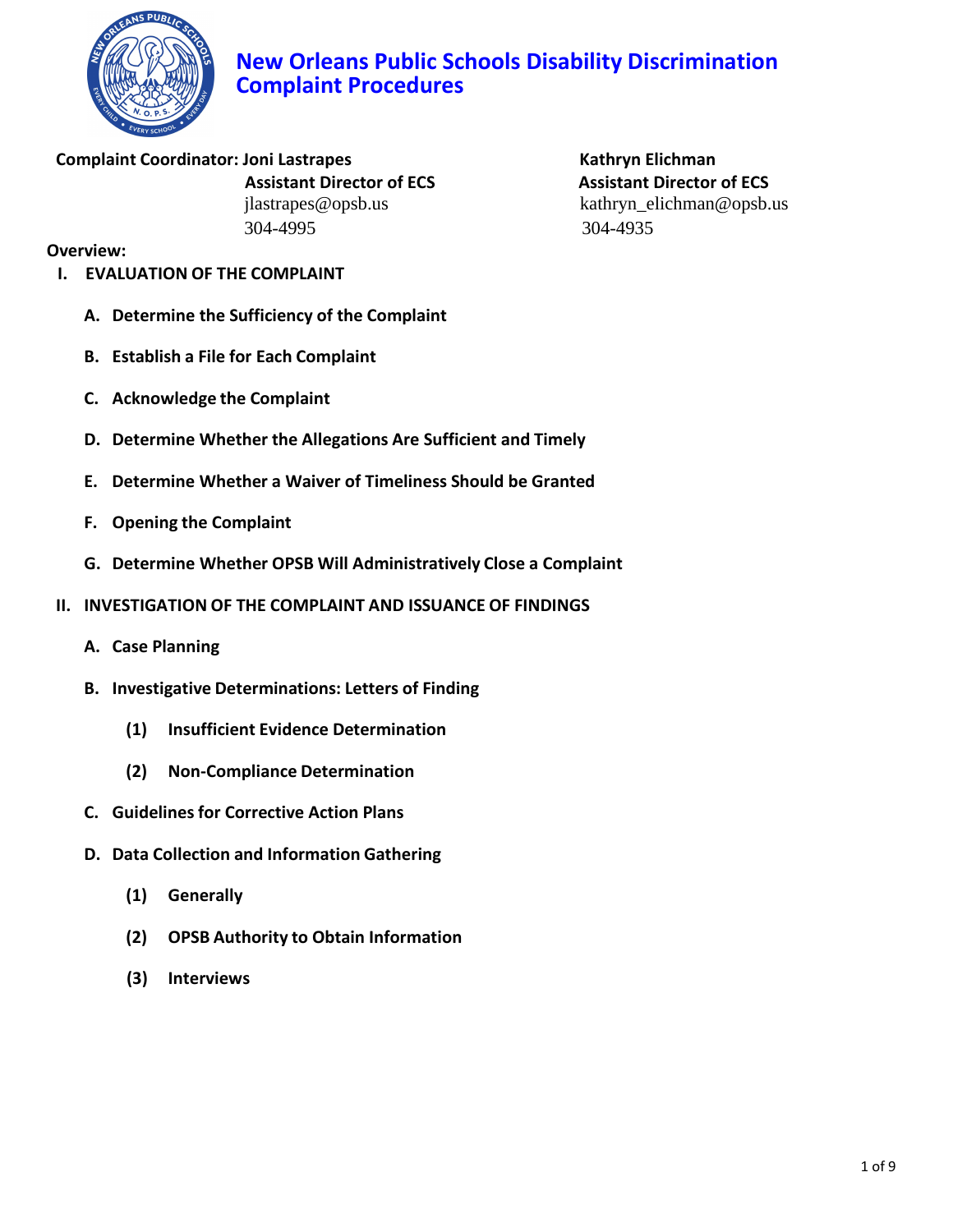# New Orleans Public Schools Disability Discrimination Complaint Procedures

**Complaint Coordinator: Joni Lastrapes**
**Assistant Director of ECS**
jlastrapes@opsb.us
304-4995

**Kathryn Elichman**
**Assistant Director of ECS**
kathryn_elichman@opsb.us
304-4935

**Overview:**

**I. EVALUATION OF THE COMPLAINT**

- **A. Determine the Sufficiency of the Complaint**
- **B. Establish a File for Each Complaint**
- **C. Acknowledge the Complaint**
- **D. Determine Whether the Allegations Are Sufficient and Timely**
- **E. Determine Whether a Waiver of Timeliness Should be Granted**
- **F. Opening the Complaint**
- **G. Determine Whether OPSB Will Administratively Close a Complaint**

**II. INVESTIGATION OF THE COMPLAINT AND ISSUANCE OF FINDINGS**

- **A. Case Planning**
- **B. Investigative Determinations: Letters of Finding**
  - **(1) Insufficient Evidence Determination**
  - **(2) Non-Compliance Determination**
- **C. Guidelines for Corrective Action Plans**
- **D. Data Collection and Information Gathering**
  - **(1) Generally**
  - **(2) OPSB Authority to Obtain Information**
  - **(3) Interviews**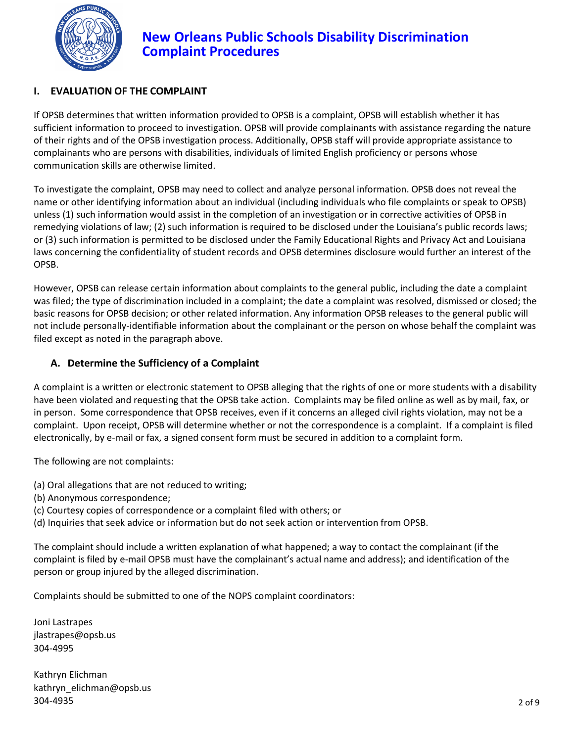# New Orleans Public Schools Disability Discrimination Complaint Procedures

## I. EVALUATION OF THE COMPLAINT

If OPSB determines that written information provided to OPSB is a complaint, OPSB will establish whether it has sufficient information to proceed to investigation. OPSB will provide complainants with assistance regarding the nature of their rights and of the OPSB investigation process. Additionally, OPSB staff will provide appropriate assistance to complainants who are persons with disabilities, individuals of limited English proficiency or persons whose communication skills are otherwise limited.

To investigate the complaint, OPSB may need to collect and analyze personal information. OPSB does not reveal the name or other identifying information about an individual (including individuals who file complaints or speak to OPSB) unless (1) such information would assist in the completion of an investigation or in corrective activities of OPSB in remedying violations of law; (2) such information is required to be disclosed under the Louisiana's public records laws; or (3) such information is permitted to be disclosed under the Family Educational Rights and Privacy Act and Louisiana laws concerning the confidentiality of student records and OPSB determines disclosure would further an interest of the OPSB.

However, OPSB can release certain information about complaints to the general public, including the date a complaint was filed; the type of discrimination included in a complaint; the date a complaint was resolved, dismissed or closed; the basic reasons for OPSB decision; or other related information. Any information OPSB releases to the general public will not include personally-identifiable information about the complainant or the person on whose behalf the complaint was filed except as noted in the paragraph above.

### A. Determine the Sufficiency of a Complaint

A complaint is a written or electronic statement to OPSB alleging that the rights of one or more students with a disability have been violated and requesting that the OPSB take action. Complaints may be filed online as well as by mail, fax, or in person. Some correspondence that OPSB receives, even if it concerns an alleged civil rights violation, may not be a complaint. Upon receipt, OPSB will determine whether or not the correspondence is a complaint. If a complaint is filed electronically, by e-mail or fax, a signed consent form must be secured in addition to a complaint form.

The following are not complaints:

(a) Oral allegations that are not reduced to writing;
(b) Anonymous correspondence;
(c) Courtesy copies of correspondence or a complaint filed with others; or
(d) Inquiries that seek advice or information but do not seek action or intervention from OPSB.

The complaint should include a written explanation of what happened; a way to contact the complainant (if the complaint is filed by e-mail OPSB must have the complainant's actual name and address); and identification of the person or group injured by the alleged discrimination.

Complaints should be submitted to one of the NOPS complaint coordinators:

Joni Lastrapes
jlastrapes@opsb.us
304-4995

Kathryn Elichman
kathryn_elichman@opsb.us
304-4935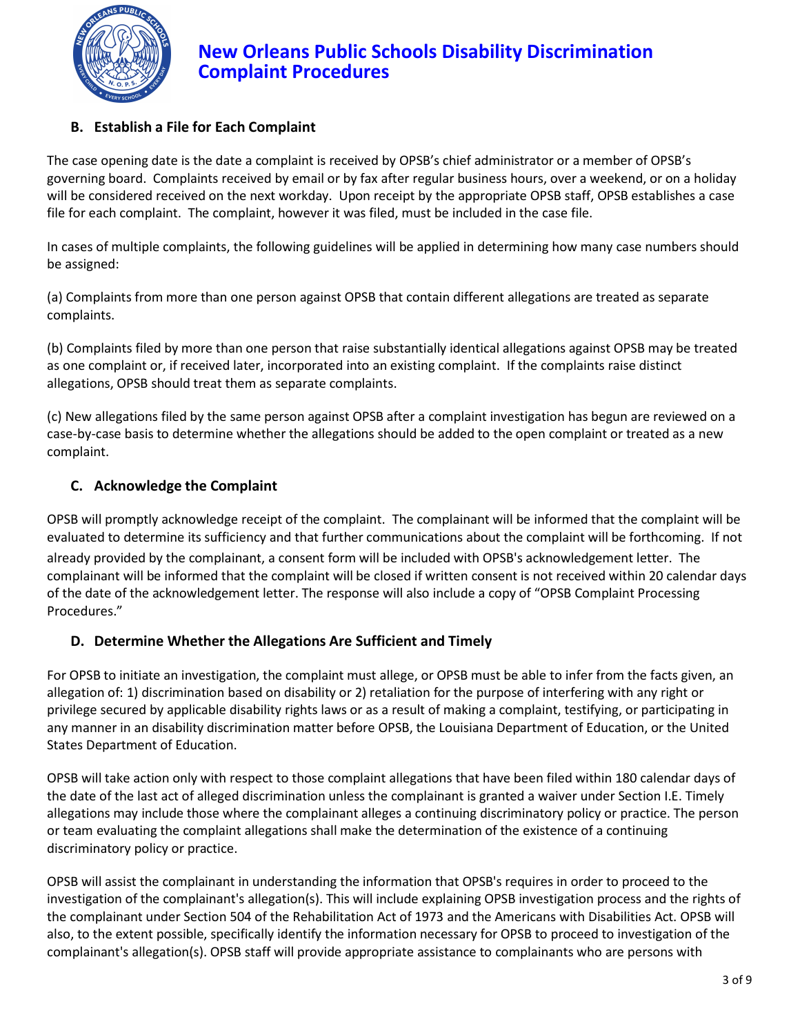### B. Establish a File for Each Complaint

The case opening date is the date a complaint is received by OPSB's chief administrator or a member of OPSB's governing board. Complaints received by email or by fax after regular business hours, over a weekend, or on a holiday will be considered received on the next workday. Upon receipt by the appropriate OPSB staff, OPSB establishes a case file for each complaint. The complaint, however it was filed, must be included in the case file.

In cases of multiple complaints, the following guidelines will be applied in determining how many case numbers should be assigned:

(a) Complaints from more than one person against OPSB that contain different allegations are treated as separate complaints.

(b) Complaints filed by more than one person that raise substantially identical allegations against OPSB may be treated as one complaint or, if received later, incorporated into an existing complaint. If the complaints raise distinct allegations, OPSB should treat them as separate complaints.

(c) New allegations filed by the same person against OPSB after a complaint investigation has begun are reviewed on a case-by-case basis to determine whether the allegations should be added to the open complaint or treated as a new complaint.

### C. Acknowledge the Complaint

OPSB will promptly acknowledge receipt of the complaint. The complainant will be informed that the complaint will be evaluated to determine its sufficiency and that further communications about the complaint will be forthcoming. If not already provided by the complainant, a consent form will be included with OPSB's acknowledgement letter. The complainant will be informed that the complaint will be closed if written consent is not received within 20 calendar days of the date of the acknowledgement letter. The response will also include a copy of "OPSB Complaint Processing Procedures."

### D. Determine Whether the Allegations Are Sufficient and Timely

For OPSB to initiate an investigation, the complaint must allege, or OPSB must be able to infer from the facts given, an allegation of: 1) discrimination based on disability or 2) retaliation for the purpose of interfering with any right or privilege secured by applicable disability rights laws or as a result of making a complaint, testifying, or participating in any manner in an disability discrimination matter before OPSB, the Louisiana Department of Education, or the United States Department of Education.

OPSB will take action only with respect to those complaint allegations that have been filed within 180 calendar days of the date of the last act of alleged discrimination unless the complainant is granted a waiver under Section I.E. Timely allegations may include those where the complainant alleges a continuing discriminatory policy or practice. The person or team evaluating the complaint allegations shall make the determination of the existence of a continuing discriminatory policy or practice.

OPSB will assist the complainant in understanding the information that OPSB's requires in order to proceed to the investigation of the complainant's allegation(s). This will include explaining OPSB investigation process and the rights of the complainant under Section 504 of the Rehabilitation Act of 1973 and the Americans with Disabilities Act. OPSB will also, to the extent possible, specifically identify the information necessary for OPSB to proceed to investigation of the complainant's allegation(s). OPSB staff will provide appropriate assistance to complainants who are persons with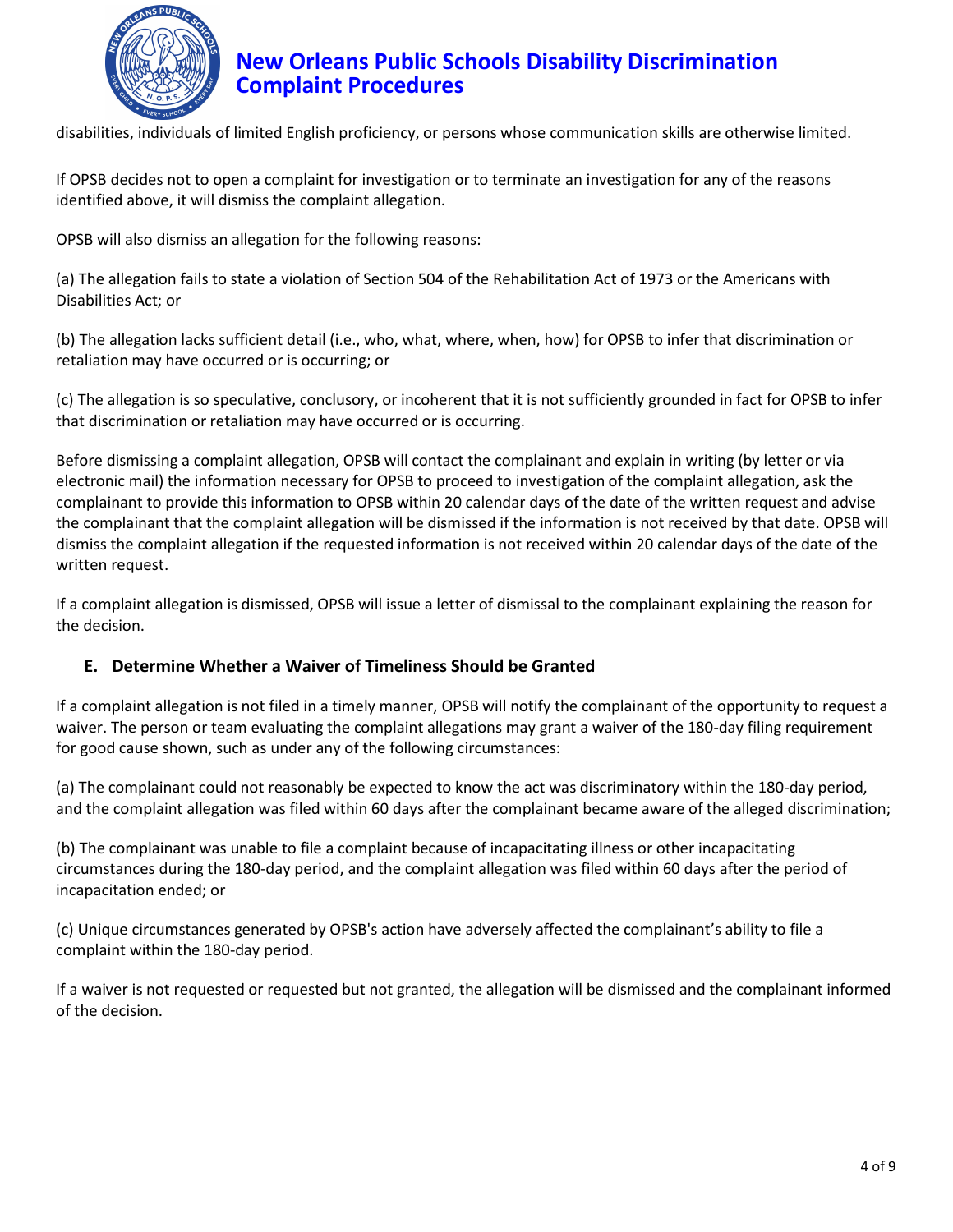disabilities, individuals of limited English proficiency, or persons whose communication skills are otherwise limited.

If OPSB decides not to open a complaint for investigation or to terminate an investigation for any of the reasons identified above, it will dismiss the complaint allegation.

OPSB will also dismiss an allegation for the following reasons:

(a) The allegation fails to state a violation of Section 504 of the Rehabilitation Act of 1973 or the Americans with Disabilities Act; or

(b) The allegation lacks sufficient detail (i.e., who, what, where, when, how) for OPSB to infer that discrimination or retaliation may have occurred or is occurring; or

(c) The allegation is so speculative, conclusory, or incoherent that it is not sufficiently grounded in fact for OPSB to infer that discrimination or retaliation may have occurred or is occurring.

Before dismissing a complaint allegation, OPSB will contact the complainant and explain in writing (by letter or via electronic mail) the information necessary for OPSB to proceed to investigation of the complaint allegation, ask the complainant to provide this information to OPSB within 20 calendar days of the date of the written request and advise the complainant that the complaint allegation will be dismissed if the information is not received by that date. OPSB will dismiss the complaint allegation if the requested information is not received within 20 calendar days of the date of the written request.

If a complaint allegation is dismissed, OPSB will issue a letter of dismissal to the complainant explaining the reason for the decision.

### E. Determine Whether a Waiver of Timeliness Should be Granted

If a complaint allegation is not filed in a timely manner, OPSB will notify the complainant of the opportunity to request a waiver. The person or team evaluating the complaint allegations may grant a waiver of the 180-day filing requirement for good cause shown, such as under any of the following circumstances:

(a) The complainant could not reasonably be expected to know the act was discriminatory within the 180-day period, and the complaint allegation was filed within 60 days after the complainant became aware of the alleged discrimination;

(b) The complainant was unable to file a complaint because of incapacitating illness or other incapacitating circumstances during the 180-day period, and the complaint allegation was filed within 60 days after the period of incapacitation ended; or

(c) Unique circumstances generated by OPSB's action have adversely affected the complainant's ability to file a complaint within the 180-day period.

If a waiver is not requested or requested but not granted, the allegation will be dismissed and the complainant informed of the decision.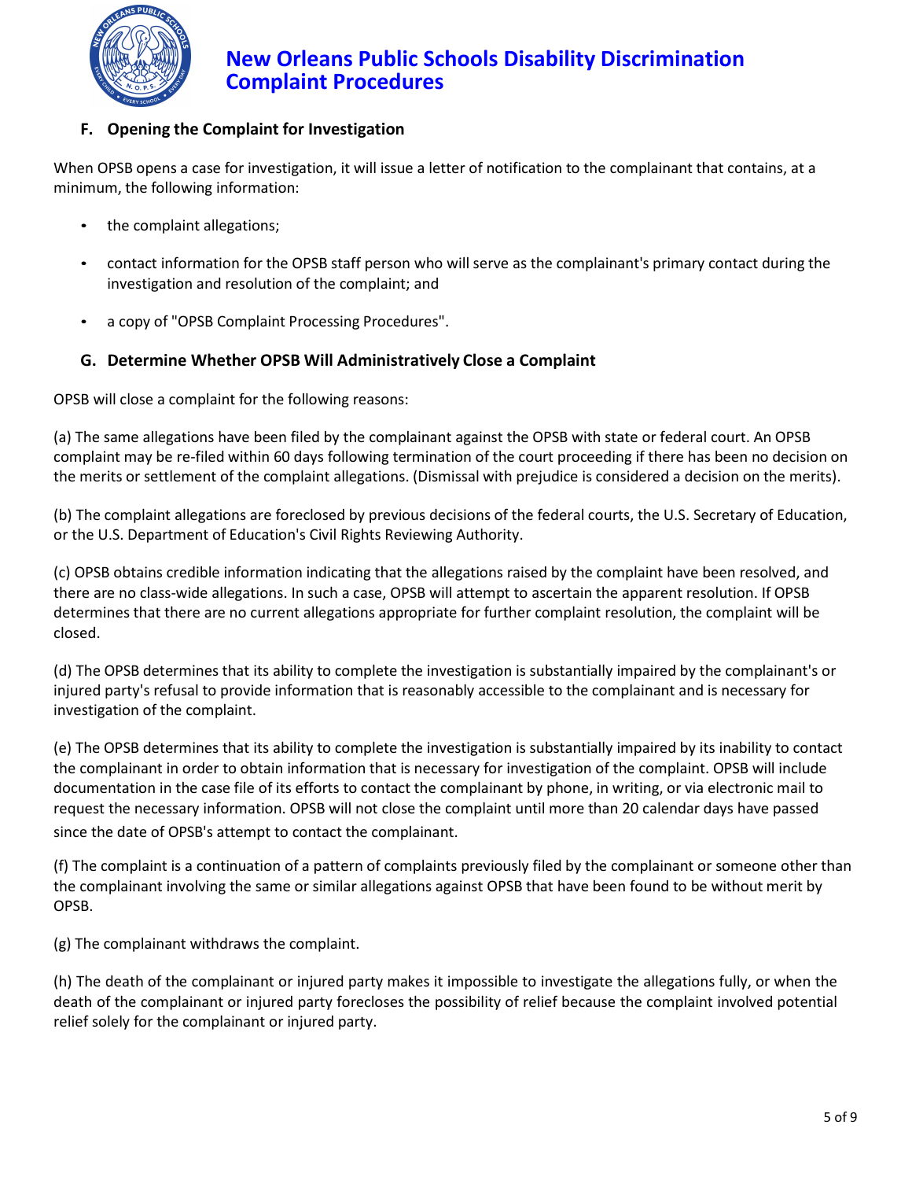### F. Opening the Complaint for Investigation

When OPSB opens a case for investigation, it will issue a letter of notification to the complainant that contains, at a minimum, the following information:

- the complaint allegations;
- contact information for the OPSB staff person who will serve as the complainant's primary contact during the investigation and resolution of the complaint; and
- a copy of "OPSB Complaint Processing Procedures".

### G. Determine Whether OPSB Will Administratively Close a Complaint

OPSB will close a complaint for the following reasons:

(a) The same allegations have been filed by the complainant against the OPSB with state or federal court. An OPSB complaint may be re-filed within 60 days following termination of the court proceeding if there has been no decision on the merits or settlement of the complaint allegations. (Dismissal with prejudice is considered a decision on the merits).

(b) The complaint allegations are foreclosed by previous decisions of the federal courts, the U.S. Secretary of Education, or the U.S. Department of Education's Civil Rights Reviewing Authority.

(c) OPSB obtains credible information indicating that the allegations raised by the complaint have been resolved, and there are no class-wide allegations. In such a case, OPSB will attempt to ascertain the apparent resolution. If OPSB determines that there are no current allegations appropriate for further complaint resolution, the complaint will be closed.

(d) The OPSB determines that its ability to complete the investigation is substantially impaired by the complainant's or injured party's refusal to provide information that is reasonably accessible to the complainant and is necessary for investigation of the complaint.

(e) The OPSB determines that its ability to complete the investigation is substantially impaired by its inability to contact the complainant in order to obtain information that is necessary for investigation of the complaint. OPSB will include documentation in the case file of its efforts to contact the complainant by phone, in writing, or via electronic mail to request the necessary information. OPSB will not close the complaint until more than 20 calendar days have passed since the date of OPSB's attempt to contact the complainant.

(f) The complaint is a continuation of a pattern of complaints previously filed by the complainant or someone other than the complainant involving the same or similar allegations against OPSB that have been found to be without merit by OPSB.

(g) The complainant withdraws the complaint.

(h) The death of the complainant or injured party makes it impossible to investigate the allegations fully, or when the death of the complainant or injured party forecloses the possibility of relief because the complaint involved potential relief solely for the complainant or injured party.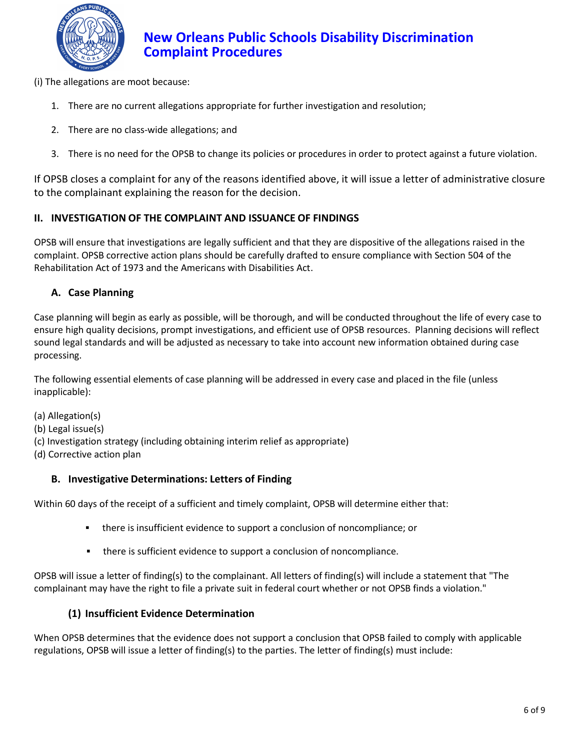(i) The allegations are moot because:

1. There are no current allegations appropriate for further investigation and resolution;
2. There are no class-wide allegations; and
3. There is no need for the OPSB to change its policies or procedures in order to protect against a future violation.

If OPSB closes a complaint for any of the reasons identified above, it will issue a letter of administrative closure to the complainant explaining the reason for the decision.

## II. INVESTIGATION OF THE COMPLAINT AND ISSUANCE OF FINDINGS

OPSB will ensure that investigations are legally sufficient and that they are dispositive of the allegations raised in the complaint. OPSB corrective action plans should be carefully drafted to ensure compliance with Section 504 of the Rehabilitation Act of 1973 and the Americans with Disabilities Act.

### A. Case Planning

Case planning will begin as early as possible, will be thorough, and will be conducted throughout the life of every case to ensure high quality decisions, prompt investigations, and efficient use of OPSB resources. Planning decisions will reflect sound legal standards and will be adjusted as necessary to take into account new information obtained during case processing.

The following essential elements of case planning will be addressed in every case and placed in the file (unless inapplicable):

(a) Allegation(s)
(b) Legal issue(s)
(c) Investigation strategy (including obtaining interim relief as appropriate)
(d) Corrective action plan

### B. Investigative Determinations: Letters of Finding

Within 60 days of the receipt of a sufficient and timely complaint, OPSB will determine either that:

- there is insufficient evidence to support a conclusion of noncompliance; or
- there is sufficient evidence to support a conclusion of noncompliance.

OPSB will issue a letter of finding(s) to the complainant. All letters of finding(s) will include a statement that "The complainant may have the right to file a private suit in federal court whether or not OPSB finds a violation."

#### (1) Insufficient Evidence Determination

When OPSB determines that the evidence does not support a conclusion that OPSB failed to comply with applicable regulations, OPSB will issue a letter of finding(s) to the parties. The letter of finding(s) must include: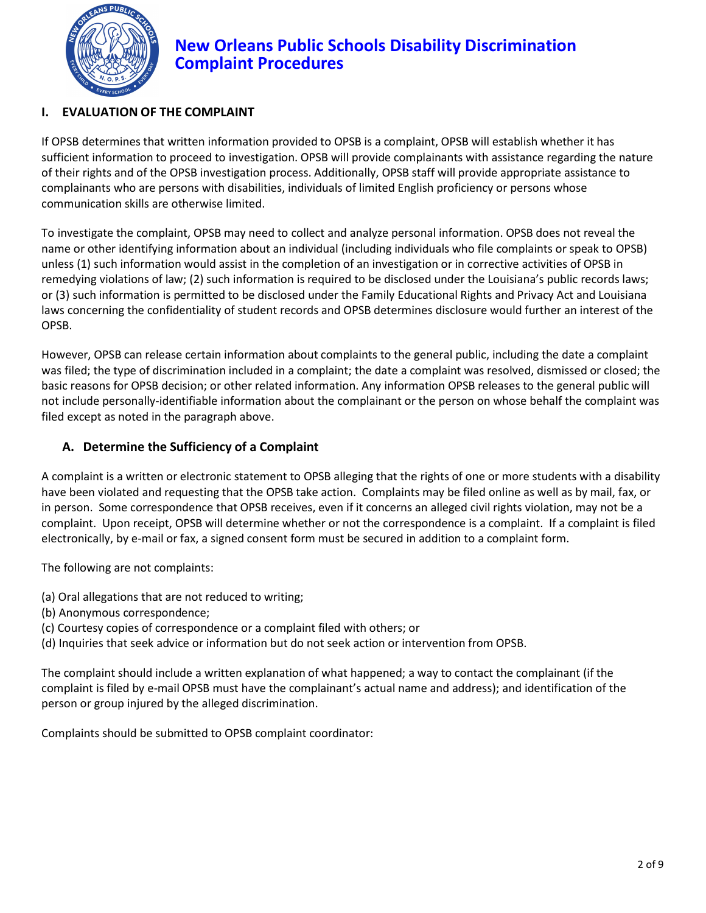# New Orleans Public Schools Disability Discrimination Complaint Procedures

## I. EVALUATION OF THE COMPLAINT

If OPSB determines that written information provided to OPSB is a complaint, OPSB will establish whether it has sufficient information to proceed to investigation. OPSB will provide complainants with assistance regarding the nature of their rights and of the OPSB investigation process. Additionally, OPSB staff will provide appropriate assistance to complainants who are persons with disabilities, individuals of limited English proficiency or persons whose communication skills are otherwise limited.

To investigate the complaint, OPSB may need to collect and analyze personal information. OPSB does not reveal the name or other identifying information about an individual (including individuals who file complaints or speak to OPSB) unless (1) such information would assist in the completion of an investigation or in corrective activities of OPSB in remedying violations of law; (2) such information is required to be disclosed under the Louisiana's public records laws; or (3) such information is permitted to be disclosed under the Family Educational Rights and Privacy Act and Louisiana laws concerning the confidentiality of student records and OPSB determines disclosure would further an interest of the OPSB.

However, OPSB can release certain information about complaints to the general public, including the date a complaint was filed; the type of discrimination included in a complaint; the date a complaint was resolved, dismissed or closed; the basic reasons for OPSB decision; or other related information. Any information OPSB releases to the general public will not include personally-identifiable information about the complainant or the person on whose behalf the complaint was filed except as noted in the paragraph above.

### A. Determine the Sufficiency of a Complaint

A complaint is a written or electronic statement to OPSB alleging that the rights of one or more students with a disability have been violated and requesting that the OPSB take action. Complaints may be filed online as well as by mail, fax, or in person. Some correspondence that OPSB receives, even if it concerns an alleged civil rights violation, may not be a complaint. Upon receipt, OPSB will determine whether or not the correspondence is a complaint. If a complaint is filed electronically, by e-mail or fax, a signed consent form must be secured in addition to a complaint form.

The following are not complaints:

(a) Oral allegations that are not reduced to writing;
(b) Anonymous correspondence;
(c) Courtesy copies of correspondence or a complaint filed with others; or
(d) Inquiries that seek advice or information but do not seek action or intervention from OPSB.

The complaint should include a written explanation of what happened; a way to contact the complainant (if the complaint is filed by e-mail OPSB must have the complainant's actual name and address); and identification of the person or group injured by the alleged discrimination.

Complaints should be submitted to OPSB complaint coordinator: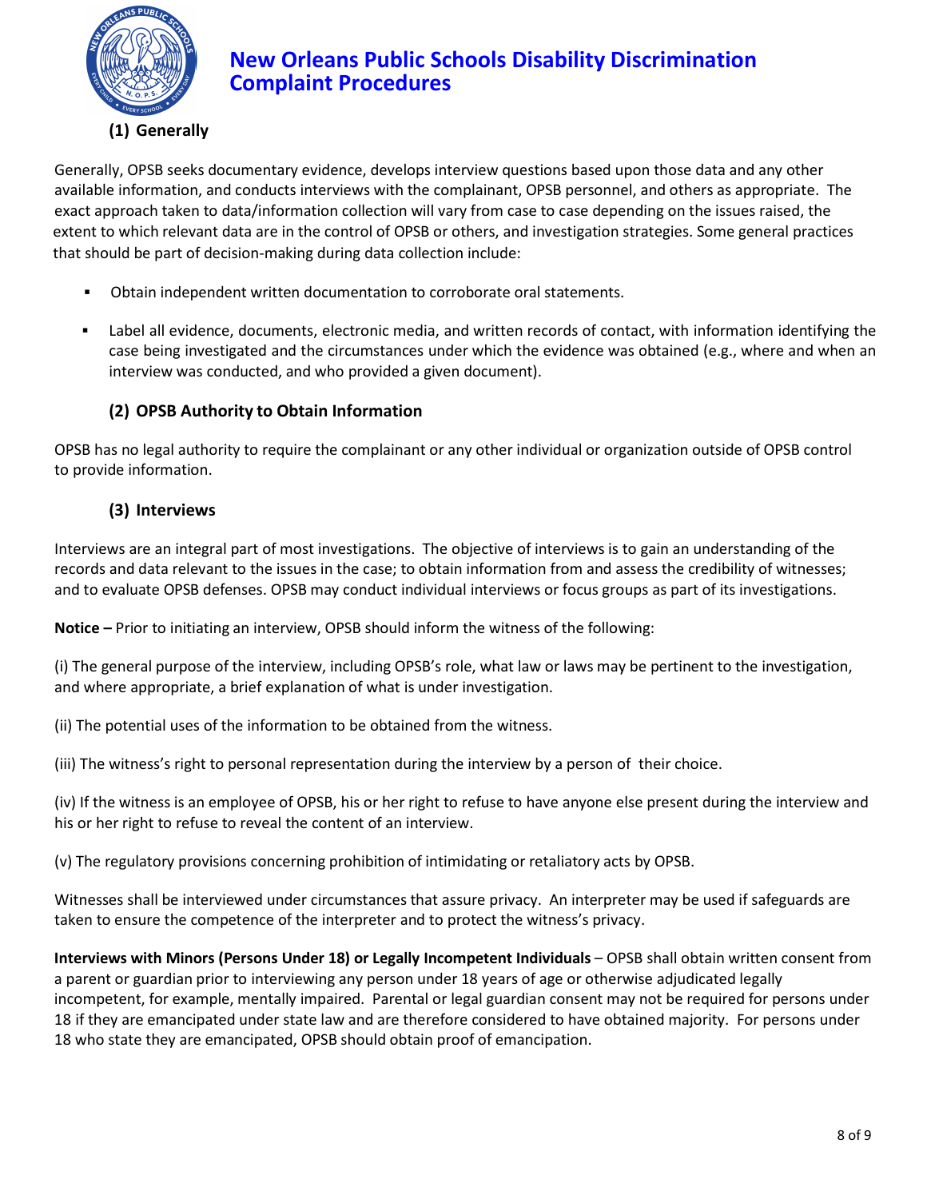### (1) Generally

Generally, OPSB seeks documentary evidence, develops interview questions based upon those data and any other available information, and conducts interviews with the complainant, OPSB personnel, and others as appropriate. The exact approach taken to data/information collection will vary from case to case depending on the issues raised, the extent to which relevant data are in the control of OPSB or others, and investigation strategies. Some general practices that should be part of decision-making during data collection include:

- Obtain independent written documentation to corroborate oral statements.
- Label all evidence, documents, electronic media, and written records of contact, with information identifying the case being investigated and the circumstances under which the evidence was obtained (e.g., where and when an interview was conducted, and who provided a given document).

### (2) OPSB Authority to Obtain Information

OPSB has no legal authority to require the complainant or any other individual or organization outside of OPSB control to provide information.

### (3) Interviews

Interviews are an integral part of most investigations. The objective of interviews is to gain an understanding of the records and data relevant to the issues in the case; to obtain information from and assess the credibility of witnesses; and to evaluate OPSB defenses. OPSB may conduct individual interviews or focus groups as part of its investigations.

**Notice –** Prior to initiating an interview, OPSB should inform the witness of the following:

(i) The general purpose of the interview, including OPSB's role, what law or laws may be pertinent to the investigation, and where appropriate, a brief explanation of what is under investigation.

(ii) The potential uses of the information to be obtained from the witness.

(iii) The witness's right to personal representation during the interview by a person of their choice.

(iv) If the witness is an employee of OPSB, his or her right to refuse to have anyone else present during the interview and his or her right to refuse to reveal the content of an interview.

(v) The regulatory provisions concerning prohibition of intimidating or retaliatory acts by OPSB.

Witnesses shall be interviewed under circumstances that assure privacy. An interpreter may be used if safeguards are taken to ensure the competence of the interpreter and to protect the witness's privacy.

**Interviews with Minors (Persons Under 18) or Legally Incompetent Individuals** – OPSB shall obtain written consent from a parent or guardian prior to interviewing any person under 18 years of age or otherwise adjudicated legally incompetent, for example, mentally impaired. Parental or legal guardian consent may not be required for persons under 18 if they are emancipated under state law and are therefore considered to have obtained majority. For persons under 18 who state they are emancipated, OPSB should obtain proof of emancipation.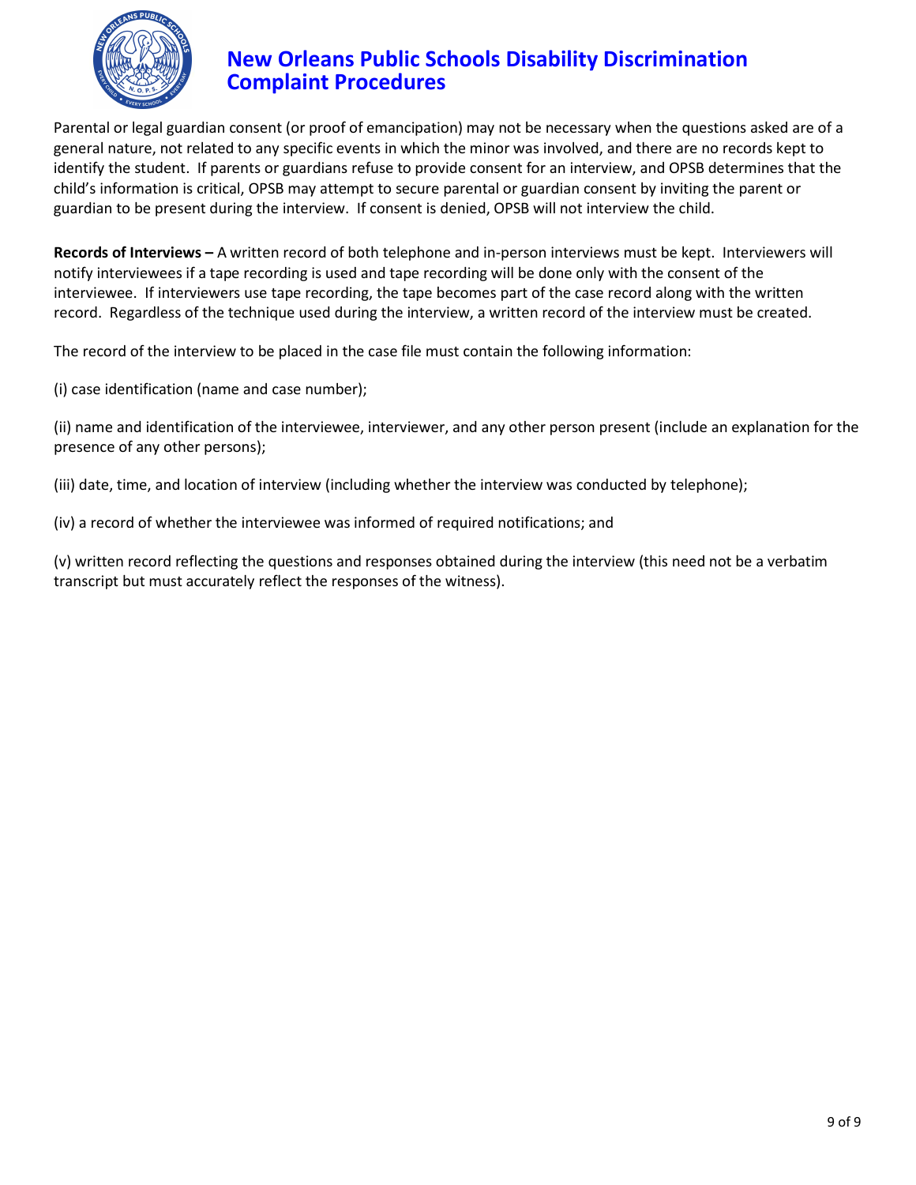Parental or legal guardian consent (or proof of emancipation) may not be necessary when the questions asked are of a general nature, not related to any specific events in which the minor was involved, and there are no records kept to identify the student. If parents or guardians refuse to provide consent for an interview, and OPSB determines that the child's information is critical, OPSB may attempt to secure parental or guardian consent by inviting the parent or guardian to be present during the interview. If consent is denied, OPSB will not interview the child.

**Records of Interviews –** A written record of both telephone and in-person interviews must be kept. Interviewers will notify interviewees if a tape recording is used and tape recording will be done only with the consent of the interviewee. If interviewers use tape recording, the tape becomes part of the case record along with the written record. Regardless of the technique used during the interview, a written record of the interview must be created.

The record of the interview to be placed in the case file must contain the following information:

(i) case identification (name and case number);

(ii) name and identification of the interviewee, interviewer, and any other person present (include an explanation for the presence of any other persons);

(iii) date, time, and location of interview (including whether the interview was conducted by telephone);

(iv) a record of whether the interviewee was informed of required notifications; and

(v) written record reflecting the questions and responses obtained during the interview (this need not be a verbatim transcript but must accurately reflect the responses of the witness).